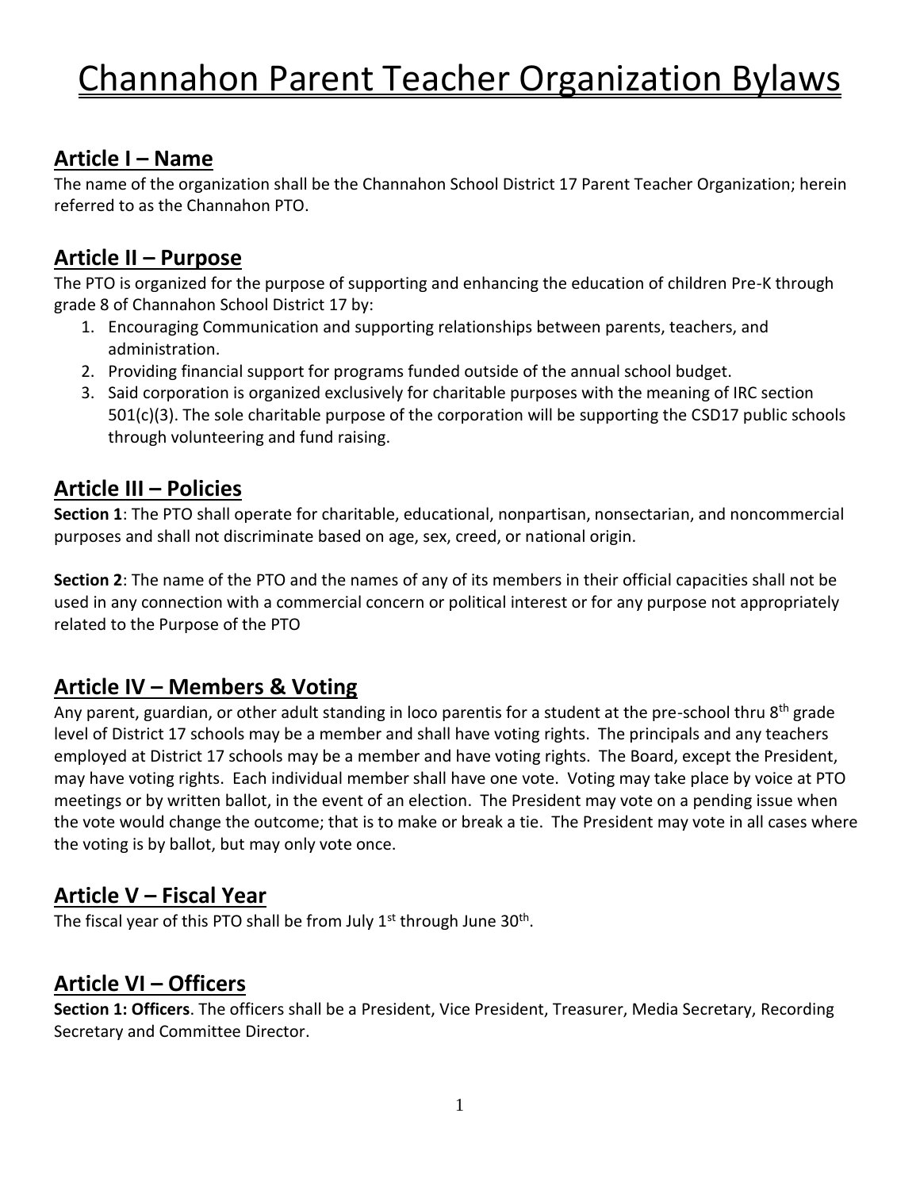# Channahon Parent Teacher Organization Bylaws

## Article I – Name

The name of the organization shall be the Channahon School District 17 Parent Teacher Organization; herein referred to as the Channahon PTO.

## Article II – Purpose

The PTO is organized for the purpose of supporting and enhancing the education of children Pre-K through grade 8 of Channahon School District 17 by:

1. Encouraging Communication and supporting relationships between parents, teachers, and administration.
2. Providing financial support for programs funded outside of the annual school budget.
3. Said corporation is organized exclusively for charitable purposes with the meaning of IRC section 501(c)(3). The sole charitable purpose of the corporation will be supporting the CSD17 public schools through volunteering and fund raising.

## Article III – Policies

**Section 1**: The PTO shall operate for charitable, educational, nonpartisan, nonsectarian, and noncommercial purposes and shall not discriminate based on age, sex, creed, or national origin.

**Section 2**: The name of the PTO and the names of any of its members in their official capacities shall not be used in any connection with a commercial concern or political interest or for any purpose not appropriately related to the Purpose of the PTO

## Article IV – Members & Voting

Any parent, guardian, or other adult standing in loco parentis for a student at the pre-school thru 8th grade level of District 17 schools may be a member and shall have voting rights. The principals and any teachers employed at District 17 schools may be a member and have voting rights. The Board, except the President, may have voting rights. Each individual member shall have one vote. Voting may take place by voice at PTO meetings or by written ballot, in the event of an election. The President may vote on a pending issue when the vote would change the outcome; that is to make or break a tie. The President may vote in all cases where the voting is by ballot, but may only vote once.

## Article V – Fiscal Year

The fiscal year of this PTO shall be from July 1st through June 30th.

## Article VI – Officers

**Section 1: Officers**. The officers shall be a President, Vice President, Treasurer, Media Secretary, Recording Secretary and Committee Director.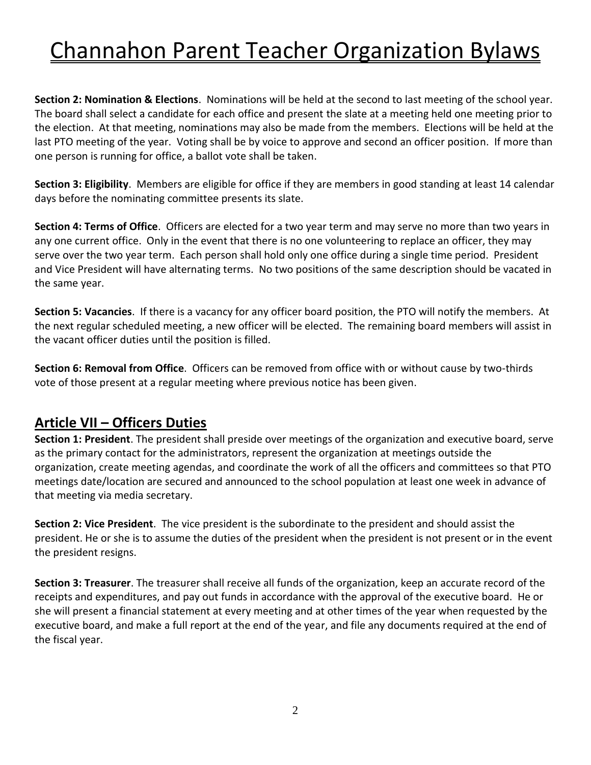# Channahon Parent Teacher Organization Bylaws

**Section 2: Nomination & Elections**. Nominations will be held at the second to last meeting of the school year. The board shall select a candidate for each office and present the slate at a meeting held one meeting prior to the election. At that meeting, nominations may also be made from the members. Elections will be held at the last PTO meeting of the year. Voting shall be by voice to approve and second an officer position. If more than one person is running for office, a ballot vote shall be taken.

**Section 3: Eligibility**. Members are eligible for office if they are members in good standing at least 14 calendar days before the nominating committee presents its slate.

**Section 4: Terms of Office**. Officers are elected for a two year term and may serve no more than two years in any one current office. Only in the event that there is no one volunteering to replace an officer, they may serve over the two year term. Each person shall hold only one office during a single time period. President and Vice President will have alternating terms. No two positions of the same description should be vacated in the same year.

**Section 5: Vacancies**. If there is a vacancy for any officer board position, the PTO will notify the members. At the next regular scheduled meeting, a new officer will be elected. The remaining board members will assist in the vacant officer duties until the position is filled.

**Section 6: Removal from Office**. Officers can be removed from office with or without cause by two-thirds vote of those present at a regular meeting where previous notice has been given.

## Article VII – Officers Duties

**Section 1: President**. The president shall preside over meetings of the organization and executive board, serve as the primary contact for the administrators, represent the organization at meetings outside the organization, create meeting agendas, and coordinate the work of all the officers and committees so that PTO meetings date/location are secured and announced to the school population at least one week in advance of that meeting via media secretary.

**Section 2: Vice President**. The vice president is the subordinate to the president and should assist the president. He or she is to assume the duties of the president when the president is not present or in the event the president resigns.

**Section 3: Treasurer**. The treasurer shall receive all funds of the organization, keep an accurate record of the receipts and expenditures, and pay out funds in accordance with the approval of the executive board. He or she will present a financial statement at every meeting and at other times of the year when requested by the executive board, and make a full report at the end of the year, and file any documents required at the end of the fiscal year.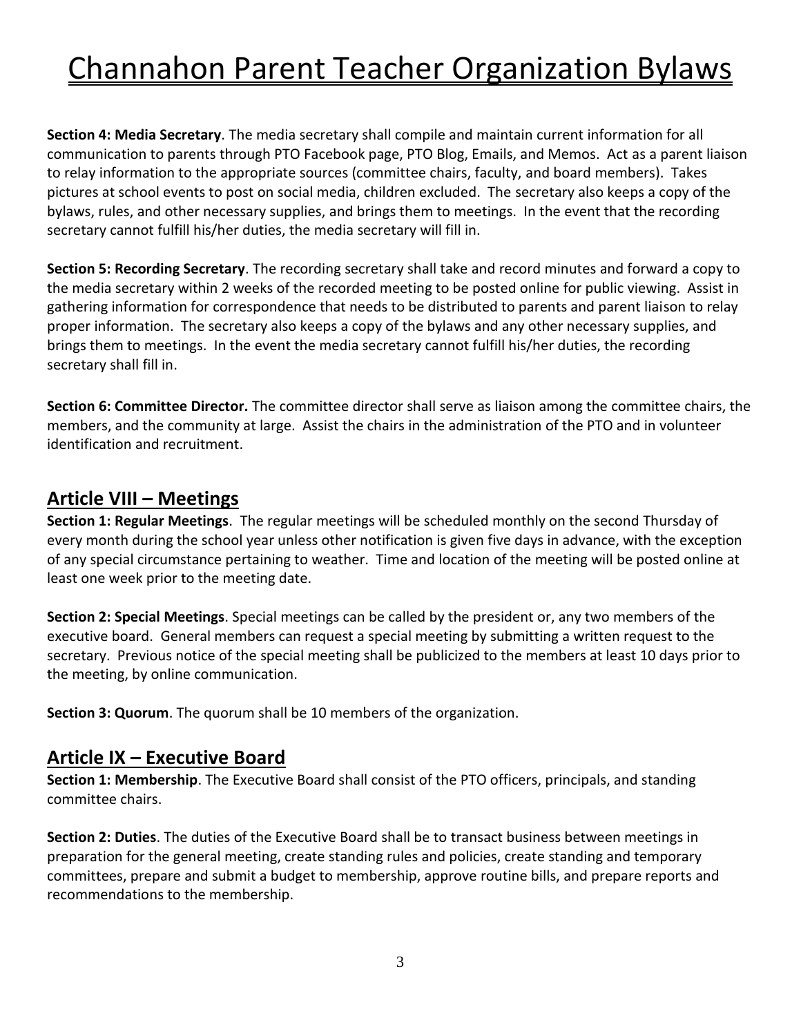# Channahon Parent Teacher Organization Bylaws

**Section 4: Media Secretary**. The media secretary shall compile and maintain current information for all communication to parents through PTO Facebook page, PTO Blog, Emails, and Memos. Act as a parent liaison to relay information to the appropriate sources (committee chairs, faculty, and board members). Takes pictures at school events to post on social media, children excluded. The secretary also keeps a copy of the bylaws, rules, and other necessary supplies, and brings them to meetings. In the event that the recording secretary cannot fulfill his/her duties, the media secretary will fill in.

**Section 5: Recording Secretary**. The recording secretary shall take and record minutes and forward a copy to the media secretary within 2 weeks of the recorded meeting to be posted online for public viewing. Assist in gathering information for correspondence that needs to be distributed to parents and parent liaison to relay proper information. The secretary also keeps a copy of the bylaws and any other necessary supplies, and brings them to meetings. In the event the media secretary cannot fulfill his/her duties, the recording secretary shall fill in.

**Section 6: Committee Director.** The committee director shall serve as liaison among the committee chairs, the members, and the community at large. Assist the chairs in the administration of the PTO and in volunteer identification and recruitment.

## Article VIII – Meetings

**Section 1: Regular Meetings**. The regular meetings will be scheduled monthly on the second Thursday of every month during the school year unless other notification is given five days in advance, with the exception of any special circumstance pertaining to weather. Time and location of the meeting will be posted online at least one week prior to the meeting date.

**Section 2: Special Meetings**. Special meetings can be called by the president or, any two members of the executive board. General members can request a special meeting by submitting a written request to the secretary. Previous notice of the special meeting shall be publicized to the members at least 10 days prior to the meeting, by online communication.

**Section 3: Quorum**. The quorum shall be 10 members of the organization.

## Article IX – Executive Board

**Section 1: Membership**. The Executive Board shall consist of the PTO officers, principals, and standing committee chairs.

**Section 2: Duties**. The duties of the Executive Board shall be to transact business between meetings in preparation for the general meeting, create standing rules and policies, create standing and temporary committees, prepare and submit a budget to membership, approve routine bills, and prepare reports and recommendations to the membership.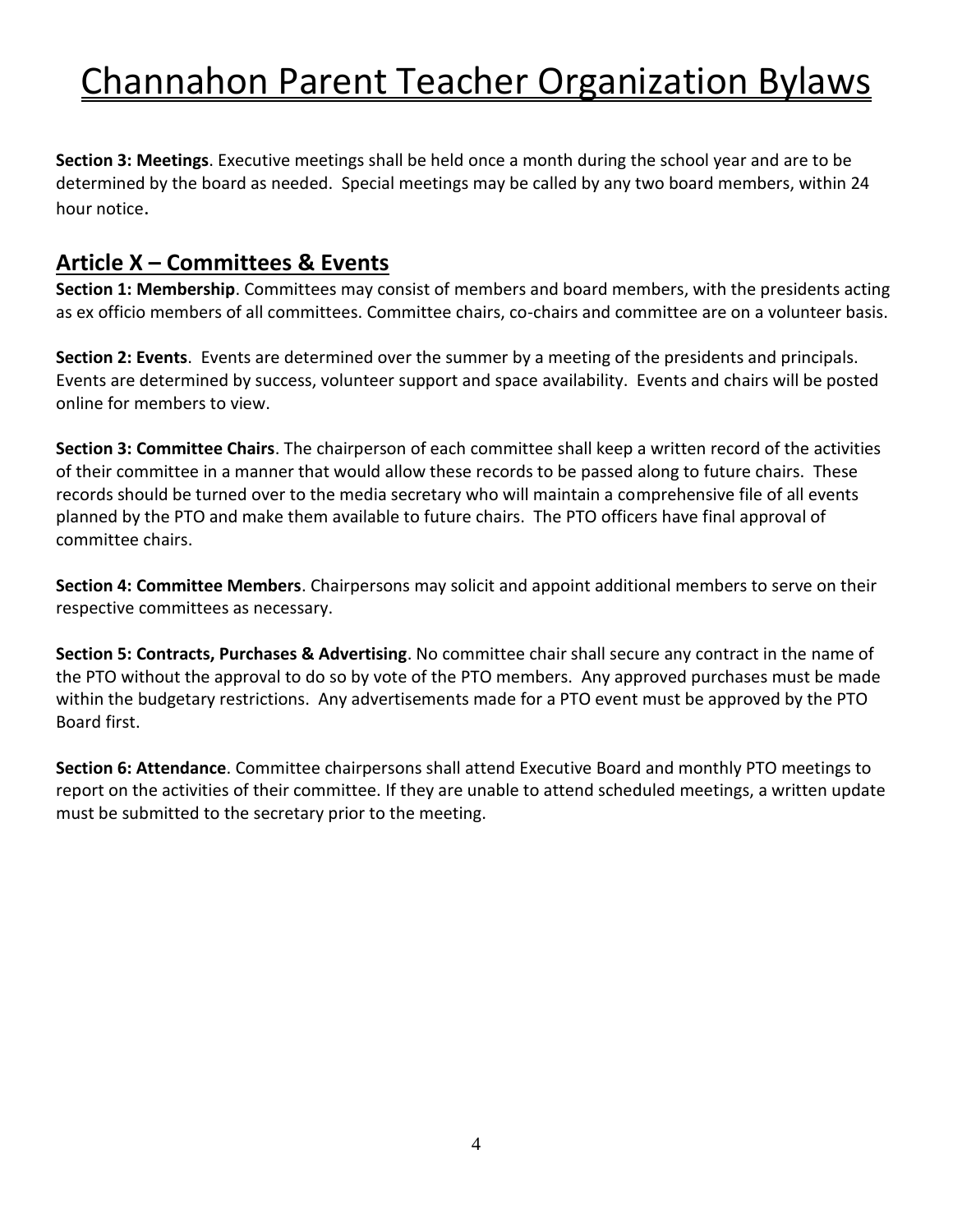# Channahon Parent Teacher Organization Bylaws

**Section 3: Meetings**. Executive meetings shall be held once a month during the school year and are to be determined by the board as needed. Special meetings may be called by any two board members, within 24 hour notice.

## Article X – Committees & Events

**Section 1: Membership**. Committees may consist of members and board members, with the presidents acting as ex officio members of all committees. Committee chairs, co-chairs and committee are on a volunteer basis.

**Section 2: Events**. Events are determined over the summer by a meeting of the presidents and principals. Events are determined by success, volunteer support and space availability. Events and chairs will be posted online for members to view.

**Section 3: Committee Chairs**. The chairperson of each committee shall keep a written record of the activities of their committee in a manner that would allow these records to be passed along to future chairs. These records should be turned over to the media secretary who will maintain a comprehensive file of all events planned by the PTO and make them available to future chairs. The PTO officers have final approval of committee chairs.

**Section 4: Committee Members**. Chairpersons may solicit and appoint additional members to serve on their respective committees as necessary.

**Section 5: Contracts, Purchases & Advertising**. No committee chair shall secure any contract in the name of the PTO without the approval to do so by vote of the PTO members. Any approved purchases must be made within the budgetary restrictions. Any advertisements made for a PTO event must be approved by the PTO Board first.

**Section 6: Attendance**. Committee chairpersons shall attend Executive Board and monthly PTO meetings to report on the activities of their committee. If they are unable to attend scheduled meetings, a written update must be submitted to the secretary prior to the meeting.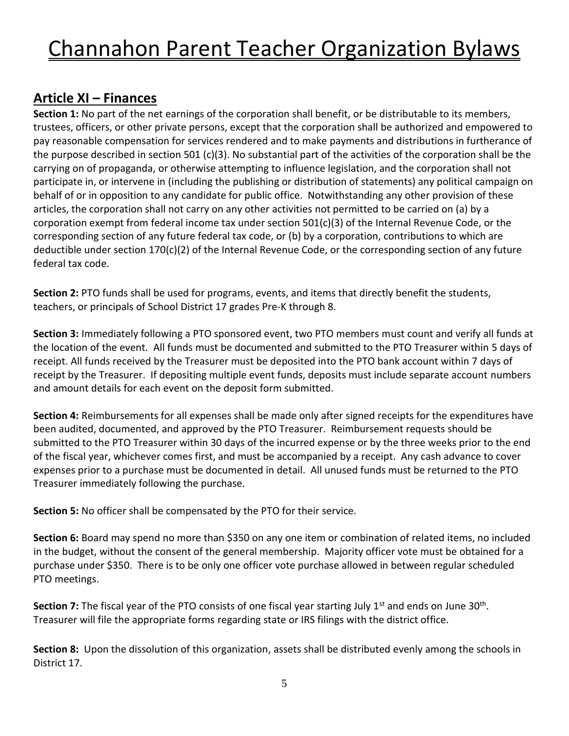# Channahon Parent Teacher Organization Bylaws

## Article XI – Finances

**Section 1:** No part of the net earnings of the corporation shall benefit, or be distributable to its members, trustees, officers, or other private persons, except that the corporation shall be authorized and empowered to pay reasonable compensation for services rendered and to make payments and distributions in furtherance of the purpose described in section 501 (c)(3). No substantial part of the activities of the corporation shall be the carrying on of propaganda, or otherwise attempting to influence legislation, and the corporation shall not participate in, or intervene in (including the publishing or distribution of statements) any political campaign on behalf of or in opposition to any candidate for public office. Notwithstanding any other provision of these articles, the corporation shall not carry on any other activities not permitted to be carried on (a) by a corporation exempt from federal income tax under section 501(c)(3) of the Internal Revenue Code, or the corresponding section of any future federal tax code, or (b) by a corporation, contributions to which are deductible under section 170(c)(2) of the Internal Revenue Code, or the corresponding section of any future federal tax code.

**Section 2:** PTO funds shall be used for programs, events, and items that directly benefit the students, teachers, or principals of School District 17 grades Pre-K through 8.

**Section 3:** Immediately following a PTO sponsored event, two PTO members must count and verify all funds at the location of the event. All funds must be documented and submitted to the PTO Treasurer within 5 days of receipt. All funds received by the Treasurer must be deposited into the PTO bank account within 7 days of receipt by the Treasurer. If depositing multiple event funds, deposits must include separate account numbers and amount details for each event on the deposit form submitted.

**Section 4:** Reimbursements for all expenses shall be made only after signed receipts for the expenditures have been audited, documented, and approved by the PTO Treasurer. Reimbursement requests should be submitted to the PTO Treasurer within 30 days of the incurred expense or by the three weeks prior to the end of the fiscal year, whichever comes first, and must be accompanied by a receipt. Any cash advance to cover expenses prior to a purchase must be documented in detail. All unused funds must be returned to the PTO Treasurer immediately following the purchase.

**Section 5:** No officer shall be compensated by the PTO for their service.

**Section 6:** Board may spend no more than $350 on any one item or combination of related items, no included in the budget, without the consent of the general membership. Majority officer vote must be obtained for a purchase under $350. There is to be only one officer vote purchase allowed in between regular scheduled PTO meetings.

**Section 7:** The fiscal year of the PTO consists of one fiscal year starting July 1st and ends on June 30th. Treasurer will file the appropriate forms regarding state or IRS filings with the district office.

**Section 8:** Upon the dissolution of this organization, assets shall be distributed evenly among the schools in District 17.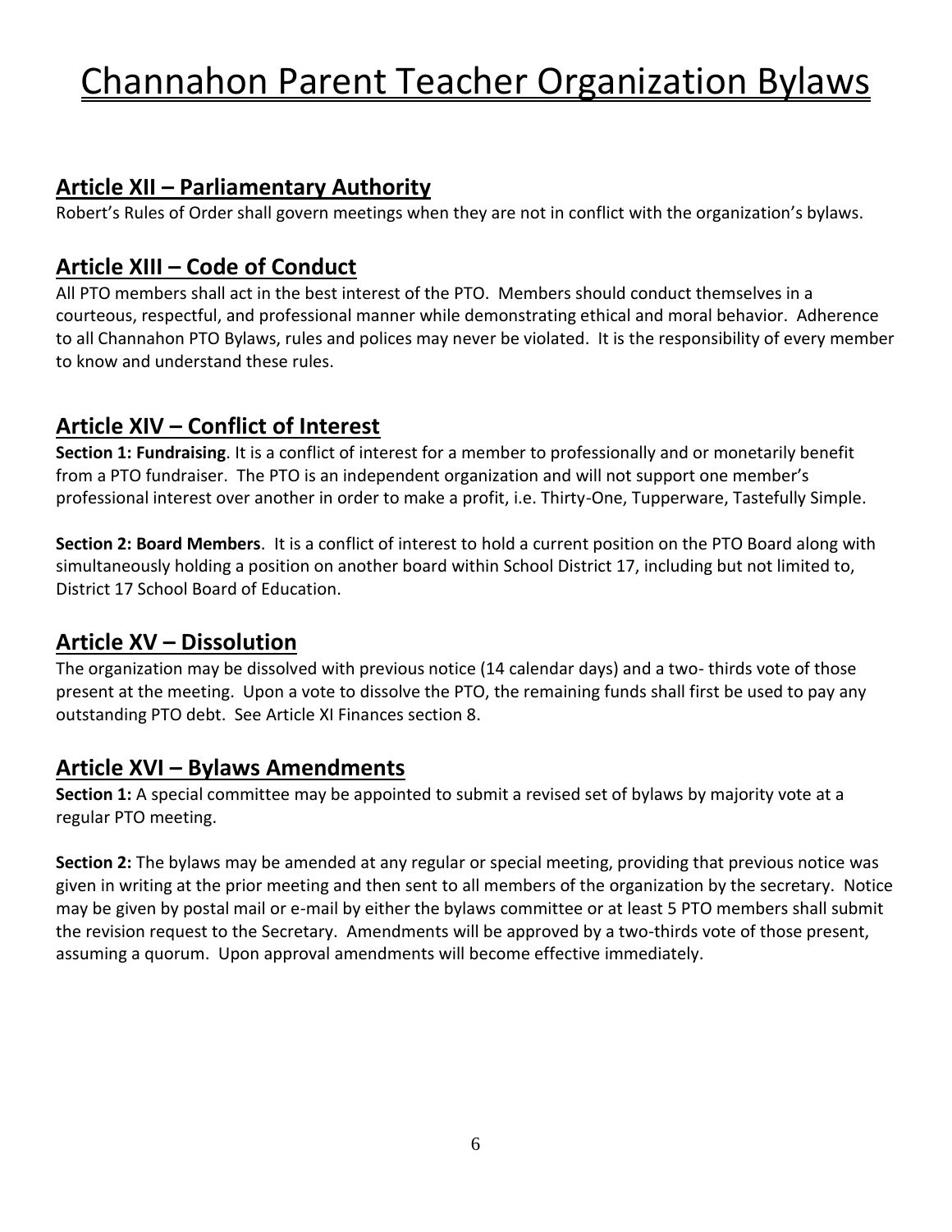# Channahon Parent Teacher Organization Bylaws

## Article XII – Parliamentary Authority

Robert's Rules of Order shall govern meetings when they are not in conflict with the organization's bylaws.

## Article XIII – Code of Conduct

All PTO members shall act in the best interest of the PTO. Members should conduct themselves in a courteous, respectful, and professional manner while demonstrating ethical and moral behavior. Adherence to all Channahon PTO Bylaws, rules and polices may never be violated. It is the responsibility of every member to know and understand these rules.

## Article XIV – Conflict of Interest

**Section 1: Fundraising**. It is a conflict of interest for a member to professionally and or monetarily benefit from a PTO fundraiser. The PTO is an independent organization and will not support one member's professional interest over another in order to make a profit, i.e. Thirty-One, Tupperware, Tastefully Simple.

**Section 2: Board Members**. It is a conflict of interest to hold a current position on the PTO Board along with simultaneously holding a position on another board within School District 17, including but not limited to, District 17 School Board of Education.

## Article XV – Dissolution

The organization may be dissolved with previous notice (14 calendar days) and a two- thirds vote of those present at the meeting. Upon a vote to dissolve the PTO, the remaining funds shall first be used to pay any outstanding PTO debt. See Article XI Finances section 8.

## Article XVI – Bylaws Amendments

**Section 1:** A special committee may be appointed to submit a revised set of bylaws by majority vote at a regular PTO meeting.

**Section 2:** The bylaws may be amended at any regular or special meeting, providing that previous notice was given in writing at the prior meeting and then sent to all members of the organization by the secretary. Notice may be given by postal mail or e-mail by either the bylaws committee or at least 5 PTO members shall submit the revision request to the Secretary. Amendments will be approved by a two-thirds vote of those present, assuming a quorum. Upon approval amendments will become effective immediately.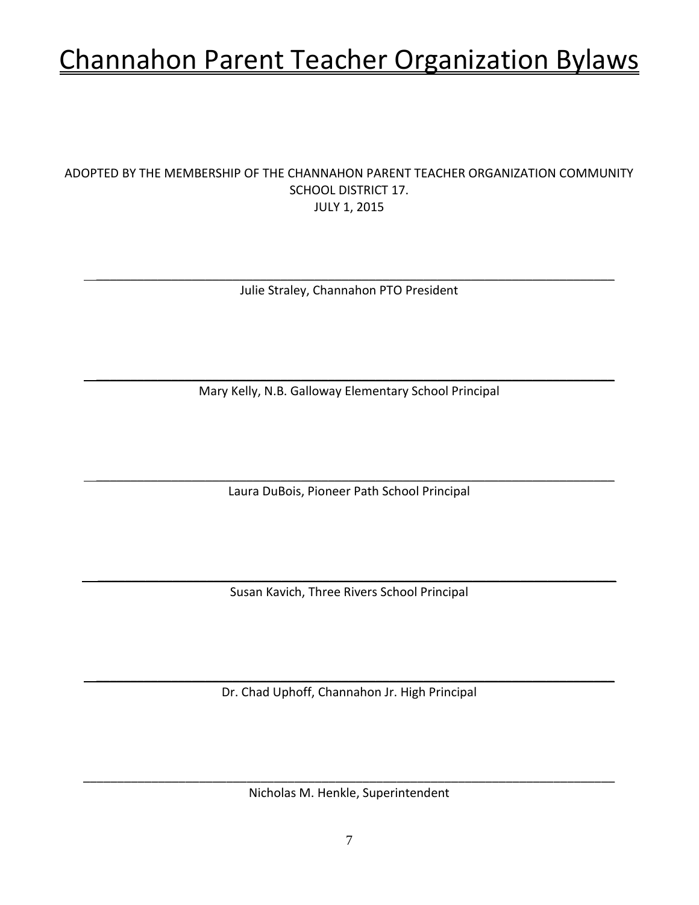# Channahon Parent Teacher Organization Bylaws

ADOPTED BY THE MEMBERSHIP OF THE CHANNAHON PARENT TEACHER ORGANIZATION COMMUNITY SCHOOL DISTRICT 17.
JULY 1, 2015

\_\_\_\_\_\_\_\_\_\_\_\_\_\_\_\_\_\_\_\_\_\_\_\_\_\_\_\_\_\_\_\_\_\_\_\_\_\_\_\_\_\_\_\_\_\_\_\_\_\_\_\_\_\_\_\_\_\_\_\_

Julie Straley, Channahon PTO President

\_\_\_\_\_\_\_\_\_\_\_\_\_\_\_\_\_\_\_\_\_\_\_\_\_\_\_\_\_\_\_\_\_\_\_\_\_\_\_\_\_\_\_\_\_\_\_\_\_\_\_\_\_\_\_\_\_\_\_\_

Mary Kelly, N.B. Galloway Elementary School Principal

\_\_\_\_\_\_\_\_\_\_\_\_\_\_\_\_\_\_\_\_\_\_\_\_\_\_\_\_\_\_\_\_\_\_\_\_\_\_\_\_\_\_\_\_\_\_\_\_\_\_\_\_\_\_\_\_\_\_\_\_

Laura DuBois, Pioneer Path School Principal

\_\_\_\_\_\_\_\_\_\_\_\_\_\_\_\_\_\_\_\_\_\_\_\_\_\_\_\_\_\_\_\_\_\_\_\_\_\_\_\_\_\_\_\_\_\_\_\_\_\_\_\_\_\_\_\_\_\_\_\_

Susan Kavich, Three Rivers School Principal

\_\_\_\_\_\_\_\_\_\_\_\_\_\_\_\_\_\_\_\_\_\_\_\_\_\_\_\_\_\_\_\_\_\_\_\_\_\_\_\_\_\_\_\_\_\_\_\_\_\_\_\_\_\_\_\_\_\_\_\_

Dr. Chad Uphoff, Channahon Jr. High Principal

\_\_\_\_\_\_\_\_\_\_\_\_\_\_\_\_\_\_\_\_\_\_\_\_\_\_\_\_\_\_\_\_\_\_\_\_\_\_\_\_\_\_\_\_\_\_\_\_\_\_\_\_\_\_\_\_\_\_\_\_

Nicholas M. Henkle, Superintendent